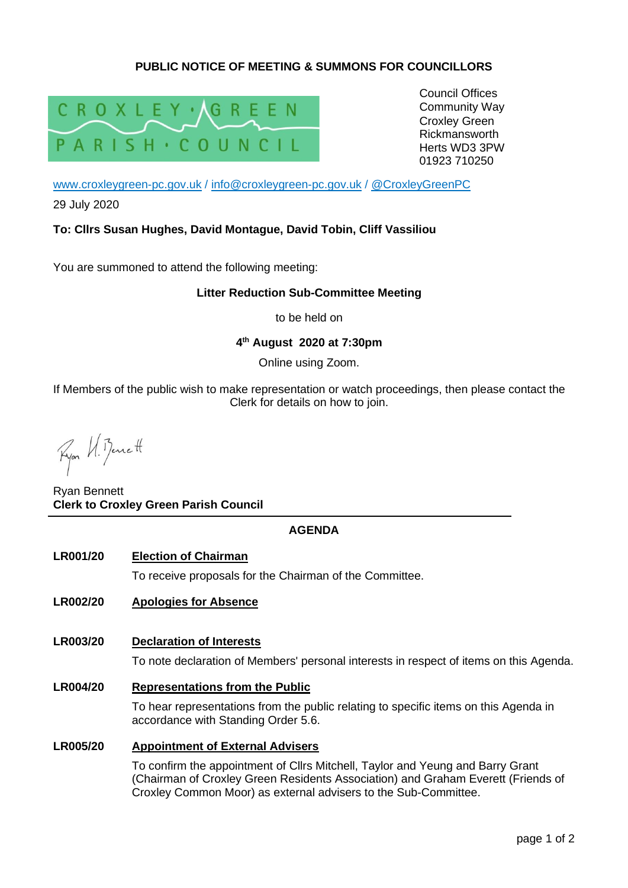## PUBLIC NOTICE OF MEETING & SUMMONS FOR COUNCILLORS

CROXLEY · GREEN PARISH · COUNCIL

Council Offices
Community Way
Croxley Green
Rickmansworth
Herts WD3 3PW
01923 710250

www.croxleygreen-pc.gov.uk / info@croxleygreen-pc.gov.uk / @CroxleyGreenPC

29 July 2020

**To: Cllrs Susan Hughes, David Montague, David Tobin, Cliff Vassiliou**

You are summoned to attend the following meeting:

**Litter Reduction Sub-Committee Meeting**

to be held on

**4th August 2020 at 7:30pm**

Online using Zoom.

If Members of the public wish to make representation or watch proceedings, then please contact the Clerk for details on how to join.

Ryan Bennett
**Clerk to Croxley Green Parish Council**

---

## AGENDA

**LR001/20** **Election of Chairman**

To receive proposals for the Chairman of the Committee.

**LR002/20** **Apologies for Absence**

**LR003/20** **Declaration of Interests**

To note declaration of Members' personal interests in respect of items on this Agenda.

**LR004/20** **Representations from the Public**

To hear representations from the public relating to specific items on this Agenda in accordance with Standing Order 5.6.

**LR005/20** **Appointment of External Advisers**

To confirm the appointment of Cllrs Mitchell, Taylor and Yeung and Barry Grant (Chairman of Croxley Green Residents Association) and Graham Everett (Friends of Croxley Common Moor) as external advisers to the Sub-Committee.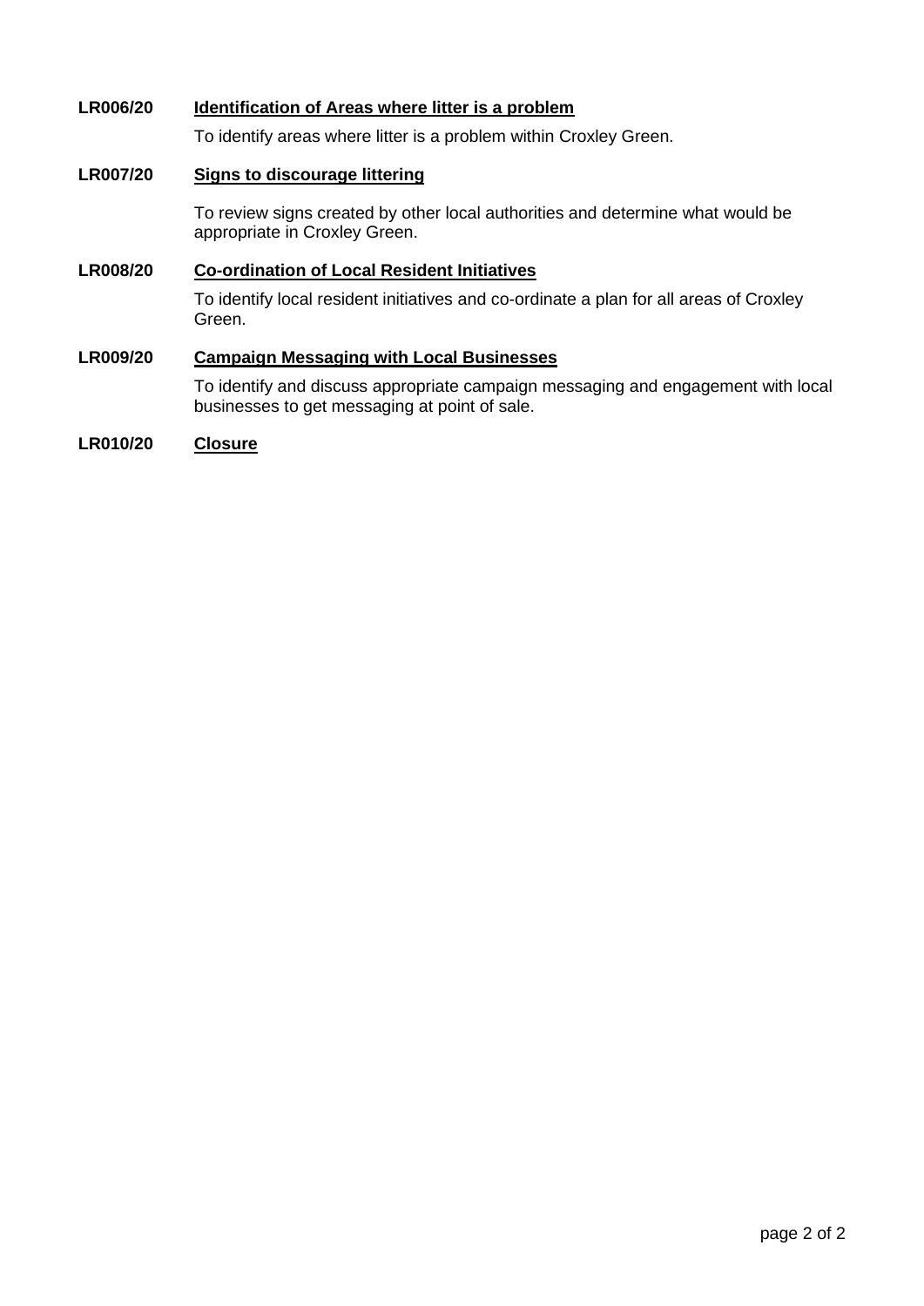**LR006/20 Identification of Areas where litter is a problem**

To identify areas where litter is a problem within Croxley Green.

**LR007/20 Signs to discourage littering**

To review signs created by other local authorities and determine what would be appropriate in Croxley Green.

**LR008/20 Co-ordination of Local Resident Initiatives**

To identify local resident initiatives and co-ordinate a plan for all areas of Croxley Green.

**LR009/20 Campaign Messaging with Local Businesses**

To identify and discuss appropriate campaign messaging and engagement with local businesses to get messaging at point of sale.

**LR010/20 Closure**